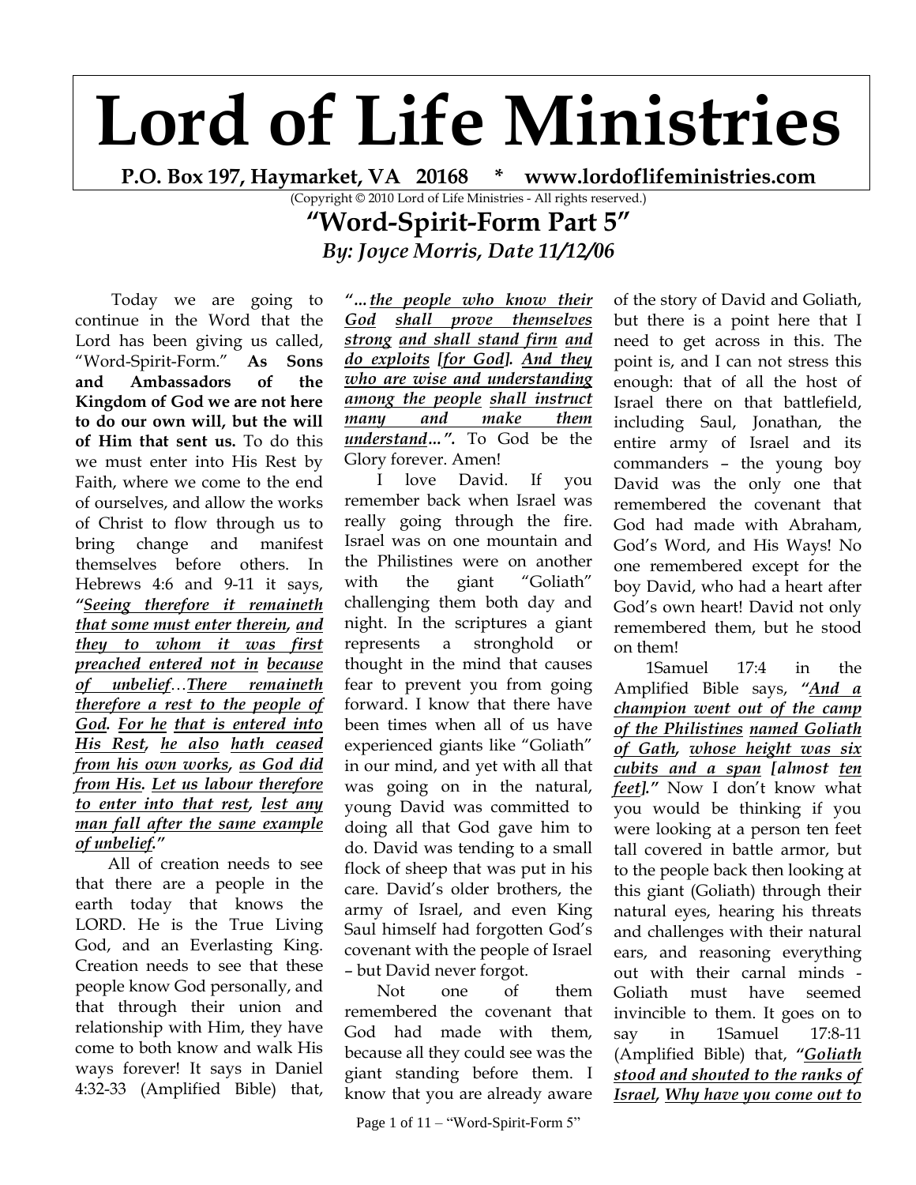# Lord of Life Ministries

**P.O. Box 197, Haymarket, VA 20168 * www.lordoflifeministries.com**

(Copyright © 2010 Lord of Life Ministries - All rights reserved.)

## "Word-Spirit-Form Part 5"

### *By: Joyce Morris, Date 11/12/06*

Today we are going to continue in the Word that the Lord has been giving us called, "Word-Spirit-Form." **As Sons and Ambassadors of the Kingdom of God we are not here to do our own will, but the will of Him that sent us.** To do this we must enter into His Rest by Faith, where we come to the end of ourselves, and allow the works of Christ to flow through us to bring change and manifest themselves before others. In Hebrews 4:6 and 9-11 it says, ***"Seeing therefore it remaineth that some must enter therein, and they to whom it was first preached entered not in because of unbelief…There remaineth therefore a rest to the people of God. For he that is entered into His Rest, he also hath ceased from his own works, as God did from His. Let us labour therefore to enter into that rest, lest any man fall after the same example of unbelief."***

All of creation needs to see that there are a people in the earth today that knows the LORD. He is the True Living God, and an Everlasting King. Creation needs to see that these people know God personally, and that through their union and relationship with Him, they have come to both know and walk His ways forever! It says in Daniel 4:32-33 (Amplified Bible) that, ***"…the people who know their God shall prove themselves strong and shall stand firm and do exploits [for God]. And they who are wise and understanding among the people shall instruct many and make them understand…".*** To God be the Glory forever. Amen!

I love David. If you remember back when Israel was really going through the fire. Israel was on one mountain and the Philistines were on another with the giant "Goliath" challenging them both day and night. In the scriptures a giant represents a stronghold or thought in the mind that causes fear to prevent you from going forward. I know that there have been times when all of us have experienced giants like "Goliath" in our mind, and yet with all that was going on in the natural, young David was committed to doing all that God gave him to do. David was tending to a small flock of sheep that was put in his care. David's older brothers, the army of Israel, and even King Saul himself had forgotten God's covenant with the people of Israel – but David never forgot.

Not one of them remembered the covenant that God had made with them, because all they could see was the giant standing before them. I know that you are already aware of the story of David and Goliath, but there is a point here that I need to get across in this. The point is, and I can not stress this enough: that of all the host of Israel there on that battlefield, including Saul, Jonathan, the entire army of Israel and its commanders – the young boy David was the only one that remembered the covenant that God had made with Abraham, God's Word, and His Ways! No one remembered except for the boy David, who had a heart after God's own heart! David not only remembered them, but he stood on them!

1Samuel 17:4 in the Amplified Bible says, ***"And a champion went out of the camp of the Philistines named Goliath of Gath, whose height was six cubits and a span [almost ten feet]."*** Now I don't know what you would be thinking if you were looking at a person ten feet tall covered in battle armor, but to the people back then looking at this giant (Goliath) through their natural eyes, hearing his threats and challenges with their natural ears, and reasoning everything out with their carnal minds - Goliath must have seemed invincible to them. It goes on to say in 1Samuel 17:8-11 (Amplified Bible) that, ***"Goliath stood and shouted to the ranks of Israel, Why have you come out to***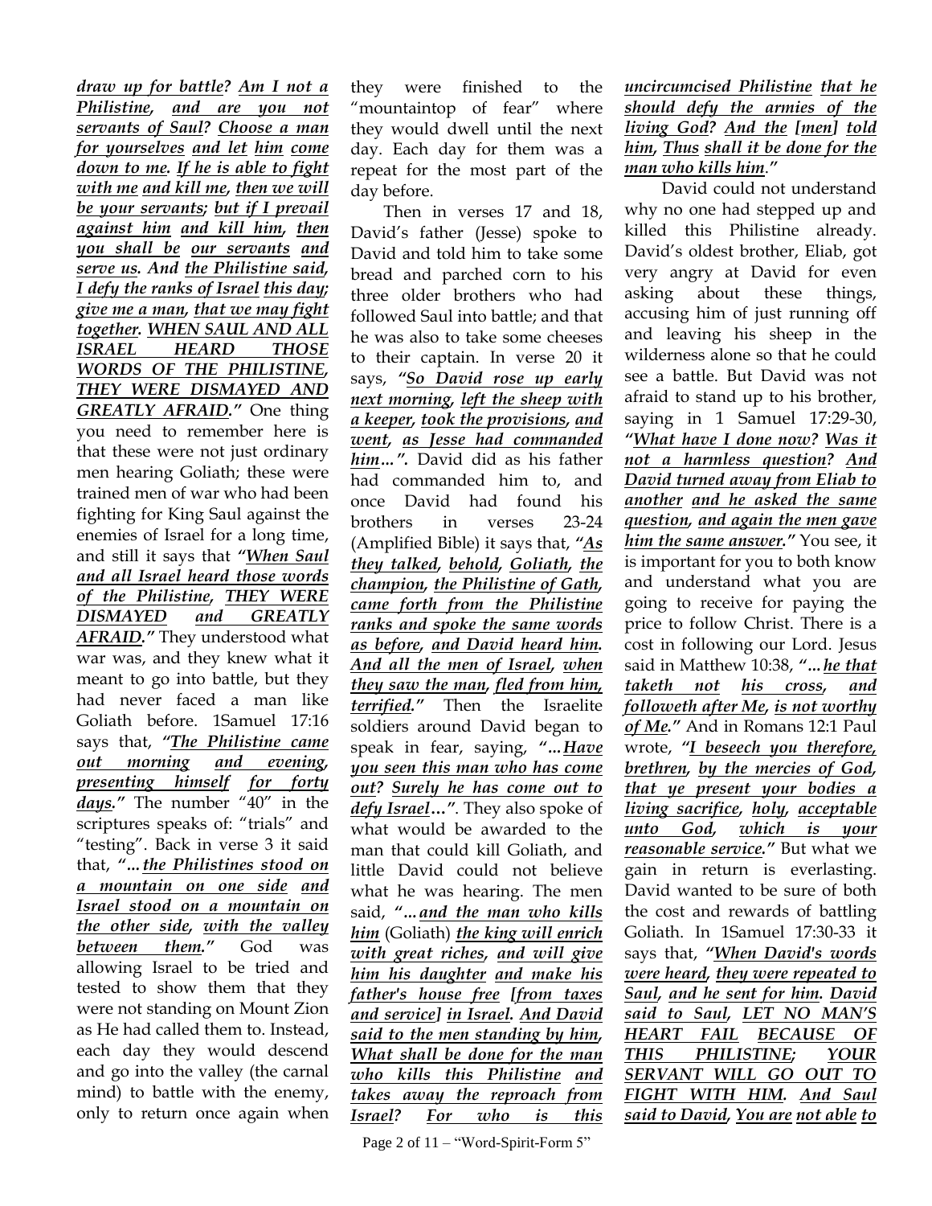*draw up for battle? Am I not a Philistine, and are you not servants of Saul? Choose a man for yourselves and let him come down to me. If he is able to fight with me and kill me, then we will be your servants; but if I prevail against him and kill him, then you shall be our servants and serve us. And the Philistine said, I defy the ranks of Israel this day; give me a man, that we may fight together. WHEN SAUL AND ALL ISRAEL HEARD THOSE WORDS OF THE PHILISTINE, THEY WERE DISMAYED AND GREATLY AFRAID."* One thing you need to remember here is that these were not just ordinary men hearing Goliath; these were trained men of war who had been fighting for King Saul against the enemies of Israel for a long time, and still it says that *"When Saul and all Israel heard those words of the Philistine, THEY WERE DISMAYED and GREATLY AFRAID."* They understood what war was, and they knew what it meant to go into battle, but they had never faced a man like Goliath before. 1Samuel 17:16 says that, *"The Philistine came out morning and evening, presenting himself for forty days."* The number "40" in the scriptures speaks of: "trials" and "testing". Back in verse 3 it said that, *"...the Philistines stood on a mountain on one side and Israel stood on a mountain on the other side, with the valley between them."* God was allowing Israel to be tried and tested to show them that they were not standing on Mount Zion as He had called them to. Instead, each day they would descend and go into the valley (the carnal mind) to battle with the enemy, only to return once again when they were finished to the "mountaintop of fear" where they would dwell until the next day. Each day for them was a repeat for the most part of the day before.

Then in verses 17 and 18, David's father (Jesse) spoke to David and told him to take some bread and parched corn to his three older brothers who had followed Saul into battle; and that he was also to take some cheeses to their captain. In verse 20 it says, *"So David rose up early next morning, left the sheep with a keeper, took the provisions, and went, as Jesse had commanded him...".* David did as his father had commanded him to, and once David had found his brothers in verses 23-24 (Amplified Bible) it says that, *"As they talked, behold, Goliath, the champion, the Philistine of Gath, came forth from the Philistine ranks and spoke the same words as before, and David heard him. And all the men of Israel, when they saw the man, fled from him, terrified."* Then the Israelite soldiers around David began to speak in fear, saying, *"...Have you seen this man who has come out? Surely he has come out to defy Israel..."*. They also spoke of what would be awarded to the man that could kill Goliath, and little David could not believe what he was hearing. The men said, *"...and the man who kills him* (Goliath) *the king will enrich with great riches, and will give him his daughter and make his father's house free [from taxes and service] in Israel. And David said to the men standing by him, What shall be done for the man who kills this Philistine and takes away the reproach from Israel? For who is this uncircumcised Philistine that he should defy the armies of the living God? And the [men] told him, Thus shall it be done for the man who kills him."*

David could not understand why no one had stepped up and killed this Philistine already. David's oldest brother, Eliab, got very angry at David for even asking about these things, accusing him of just running off and leaving his sheep in the wilderness alone so that he could see a battle. But David was not afraid to stand up to his brother, saying in 1 Samuel 17:29-30, *"What have I done now? Was it not a harmless question? And David turned away from Eliab to another and he asked the same question, and again the men gave him the same answer."* You see, it is important for you to both know and understand what you are going to receive for paying the price to follow Christ. There is a cost in following our Lord. Jesus said in Matthew 10:38, *"...he that taketh not his cross, and followeth after Me, is not worthy of Me."* And in Romans 12:1 Paul wrote, *"I beseech you therefore, brethren, by the mercies of God, that ye present your bodies a living sacrifice, holy, acceptable unto God, which is your reasonable service."* But what we gain in return is everlasting. David wanted to be sure of both the cost and rewards of battling Goliath. In 1Samuel 17:30-33 it says that, *"When David's words were heard, they were repeated to Saul, and he sent for him. David said to Saul, LET NO MAN'S HEART FAIL BECAUSE OF THIS PHILISTINE; YOUR SERVANT WILL GO OUT TO FIGHT WITH HIM. And Saul said to David, You are not able to*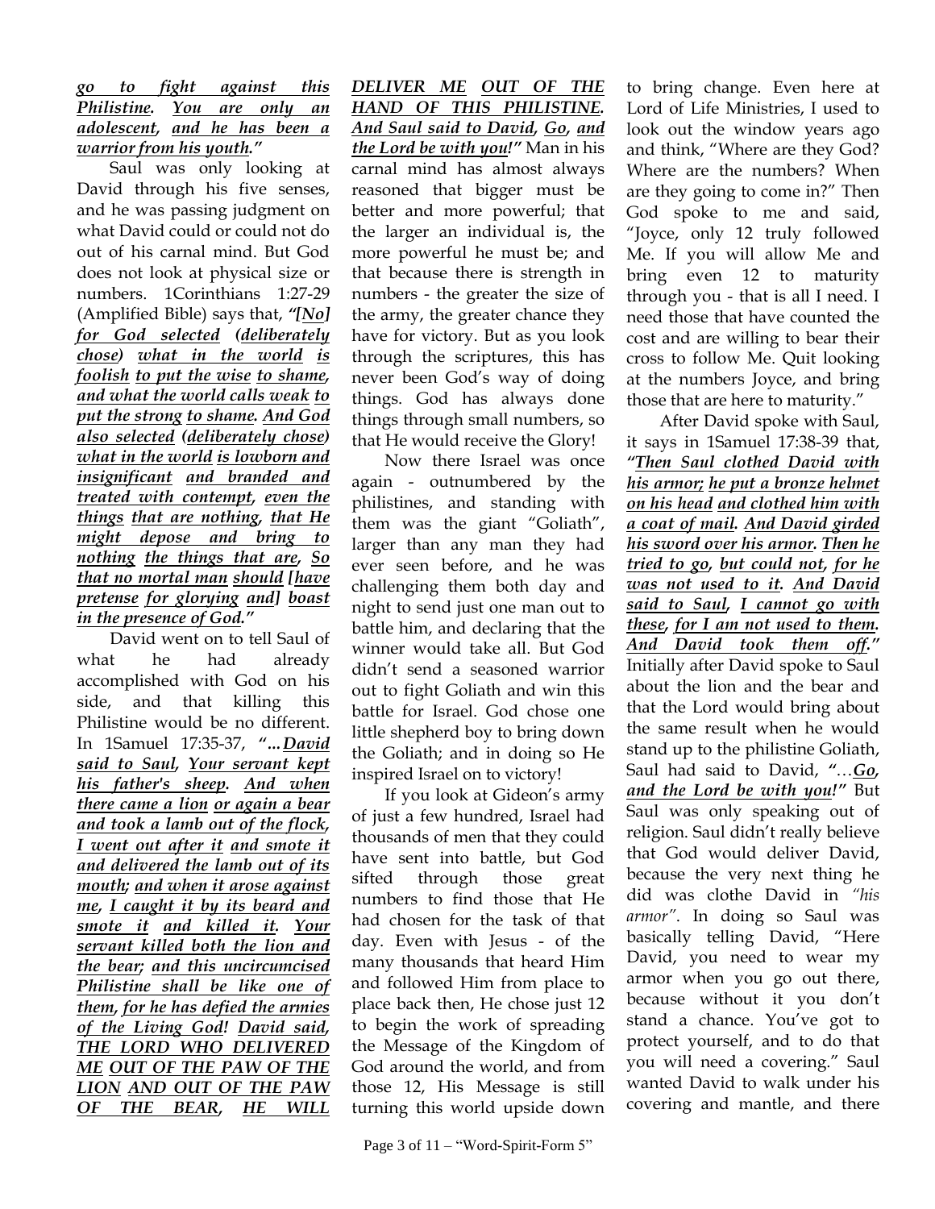***go to fight against this Philistine. You are only an adolescent, and he has been a warrior from his youth."***

Saul was only looking at David through his five senses, and he was passing judgment on what David could or could not do out of his carnal mind. But God does not look at physical size or numbers. 1Corinthians 1:27-29 (Amplified Bible) says that, ***"[No] for God selected (deliberately chose) what in the world is foolish to put the wise to shame, and what the world calls weak to put the strong to shame. And God also selected (deliberately chose) what in the world is lowborn and insignificant and branded and treated with contempt, even the things that are nothing, that He might depose and bring to nothing the things that are, So that no mortal man should [have pretense for glorying and] boast in the presence of God."***

David went on to tell Saul of what he had already accomplished with God on his side, and that killing this Philistine would be no different. In 1Samuel 17:35-37, ***"...David said to Saul, Your servant kept his father's sheep. And when there came a lion or again a bear and took a lamb out of the flock, I went out after it and smote it and delivered the lamb out of its mouth; and when it arose against me, I caught it by its beard and smote it and killed it. Your servant killed both the lion and the bear; and this uncircumcised Philistine shall be like one of them, for he has defied the armies of the Living God! David said, THE LORD WHO DELIVERED ME OUT OF THE PAW OF THE LION AND OUT OF THE PAW OF THE BEAR, HE WILL DELIVER ME OUT OF THE HAND OF THIS PHILISTINE. And Saul said to David, Go, and the Lord be with you!"*** Man in his carnal mind has almost always reasoned that bigger must be better and more powerful; that the larger an individual is, the more powerful he must be; and that because there is strength in numbers - the greater the size of the army, the greater chance they have for victory. But as you look through the scriptures, this has never been God's way of doing things. God has always done things through small numbers, so that He would receive the Glory!

Now there Israel was once again - outnumbered by the philistines, and standing with them was the giant "Goliath", larger than any man they had ever seen before, and he was challenging them both day and night to send just one man out to battle him, and declaring that the winner would take all. But God didn't send a seasoned warrior out to fight Goliath and win this battle for Israel. God chose one little shepherd boy to bring down the Goliath; and in doing so He inspired Israel on to victory!

If you look at Gideon's army of just a few hundred, Israel had thousands of men that they could have sent into battle, but God sifted through those great numbers to find those that He had chosen for the task of that day. Even with Jesus - of the many thousands that heard Him and followed Him from place to place back then, He chose just 12 to begin the work of spreading the Message of the Kingdom of God around the world, and from those 12, His Message is still turning this world upside down to bring change. Even here at Lord of Life Ministries, I used to look out the window years ago and think, "Where are they God? Where are the numbers? When are they going to come in?" Then God spoke to me and said, "Joyce, only 12 truly followed Me. If you will allow Me and bring even 12 to maturity through you - that is all I need. I need those that have counted the cost and are willing to bear their cross to follow Me. Quit looking at the numbers Joyce, and bring those that are here to maturity."

After David spoke with Saul, it says in 1Samuel 17:38-39 that, ***"Then Saul clothed David with his armor; he put a bronze helmet on his head and clothed him with a coat of mail. And David girded his sword over his armor. Then he tried to go, but could not, for he was not used to it. And David said to Saul, I cannot go with these, for I am not used to them. And David took them off."*** Initially after David spoke to Saul about the lion and the bear and that the Lord would bring about the same result when he would stand up to the philistine Goliath, Saul had said to David, ***"…Go, and the Lord be with you!"*** But Saul was only speaking out of religion. Saul didn't really believe that God would deliver David, because the very next thing he did was clothe David in *"his armor"*. In doing so Saul was basically telling David, "Here David, you need to wear my armor when you go out there, because without it you don't stand a chance. You've got to protect yourself, and to do that you will need a covering." Saul wanted David to walk under his covering and mantle, and there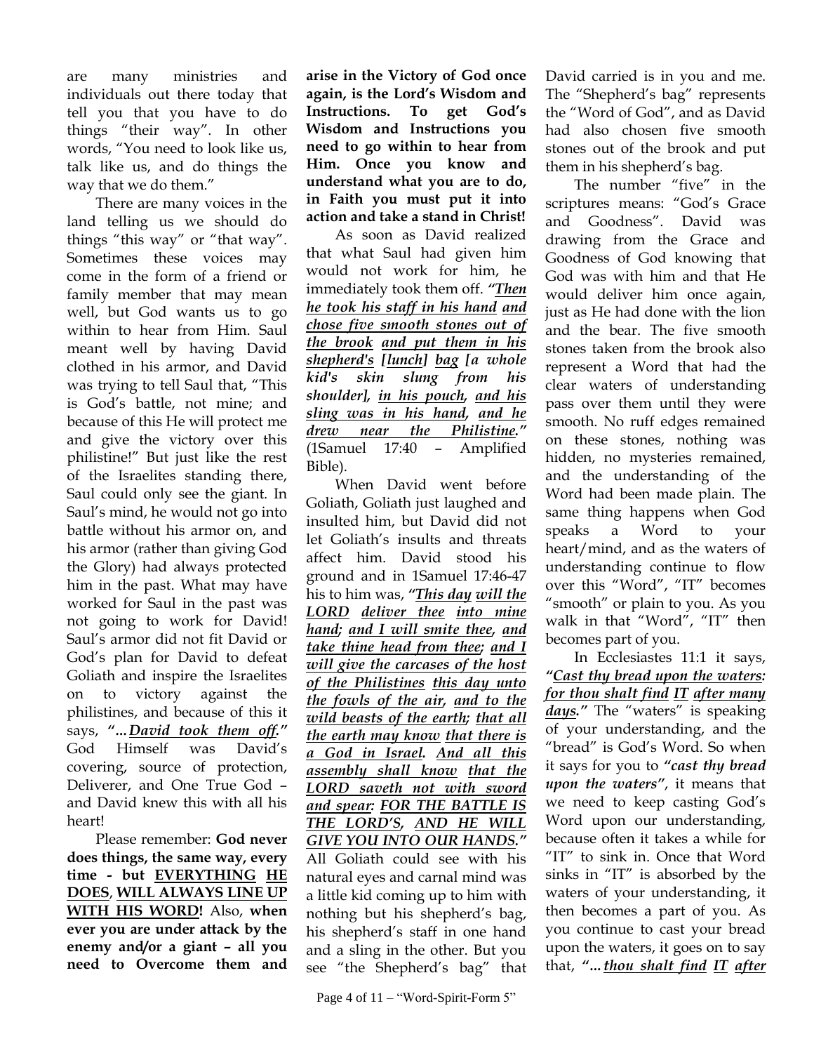are many ministries and individuals out there today that tell you that you have to do things "their way". In other words, "You need to look like us, talk like us, and do things the way that we do them."

There are many voices in the land telling us we should do things "this way" or "that way". Sometimes these voices may come in the form of a friend or family member that may mean well, but God wants us to go within to hear from Him. Saul meant well by having David clothed in his armor, and David was trying to tell Saul that, "This is God's battle, not mine; and because of this He will protect me and give the victory over this philistine!" But just like the rest of the Israelites standing there, Saul could only see the giant. In Saul's mind, he would not go into battle without his armor on, and his armor (rather than giving God the Glory) had always protected him in the past. What may have worked for Saul in the past was not going to work for David! Saul's armor did not fit David or God's plan for David to defeat Goliath and inspire the Israelites on to victory against the philistines, and because of this it says, ***"…*** ***<u>David took them off</u>."*** God Himself was David's covering, source of protection, Deliverer, and One True God – and David knew this with all his heart!

Please remember: **God never does things, the same way, every time - but <u>EVERYTHING</u> <u>HE DOES</u>, <u>WILL ALWAYS LINE UP WITH HIS WORD</u>!** Also, **when ever you are under attack by the enemy and/or a giant – all you need to Overcome them and arise in the Victory of God once again, is the Lord's Wisdom and Instructions. To get God's Wisdom and Instructions you need to go within to hear from Him. Once you know and understand what you are to do, in Faith you must put it into action and take a stand in Christ!**

As soon as David realized that what Saul had given him would not work for him, he immediately took them off. ***"<u>Then he took his staff in his hand</u> <u>and chose five smooth stones out of the brook</u> <u>and put them in his shepherd's</u> <u>[lunch]</u> <u>bag</u> [a whole kid's skin slung from his shoulder], <u>in his pouch</u>, <u>and his sling was in his hand</u>, <u>and he drew near the Philistine</u>."*** (1Samuel 17:40 – Amplified Bible).

When David went before Goliath, Goliath just laughed and insulted him, but David did not let Goliath's insults and threats affect him. David stood his ground and in 1Samuel 17:46-47 his to him was, ***"<u>This day</u> <u>will the LORD</u> <u>deliver thee</u> <u>into mine hand</u>; <u>and I will smite thee</u>, <u>and take thine head from thee</u>; <u>and I will give the carcases of the host of the Philistines</u> <u>this day unto the fowls of the air</u>, <u>and to the wild beasts of the earth</u>; <u>that all the earth may know</u> <u>that there is a God in Israel</u>. <u>And all this assembly shall know</u> <u>that the LORD saveth not with sword and spear</u>: <u>FOR THE BATTLE IS THE LORD'S</u>, <u>AND HE WILL GIVE YOU INTO OUR HANDS</u>."*** All Goliath could see with his natural eyes and carnal mind was a little kid coming up to him with nothing but his shepherd's bag, his shepherd's staff in one hand and a sling in the other. But you see "the Shepherd's bag" that David carried is in you and me. The "Shepherd's bag" represents the "Word of God", and as David had also chosen five smooth stones out of the brook and put them in his shepherd's bag.

The number "five" in the scriptures means: "God's Grace and Goodness". David was drawing from the Grace and Goodness of God knowing that God was with him and that He would deliver him once again, just as He had done with the lion and the bear. The five smooth stones taken from the brook also represent a Word that had the clear waters of understanding pass over them until they were smooth. No ruff edges remained on these stones, nothing was hidden, no mysteries remained, and the understanding of the Word had been made plain. The same thing happens when God speaks a Word to your heart/mind, and as the waters of understanding continue to flow over this "Word", "IT" becomes "smooth" or plain to you. As you walk in that "Word", "IT" then becomes part of you.

In Ecclesiastes 11:1 it says, ***"<u>Cast thy bread upon the waters</u>: <u>for thou shalt find</u> <u>IT</u> <u>after many days</u>."*** The "waters" is speaking of your understanding, and the "bread" is God's Word. So when it says for you to ***"cast thy bread upon the waters"***, it means that we need to keep casting God's Word upon our understanding, because often it takes a while for "IT" to sink in. Once that Word sinks in "IT" is absorbed by the waters of your understanding, it then becomes a part of you. As you continue to cast your bread upon the waters, it goes on to say that, ***"…*** ***<u>thou shalt find</u>*** ***<u>IT</u>*** ***<u>after</u>***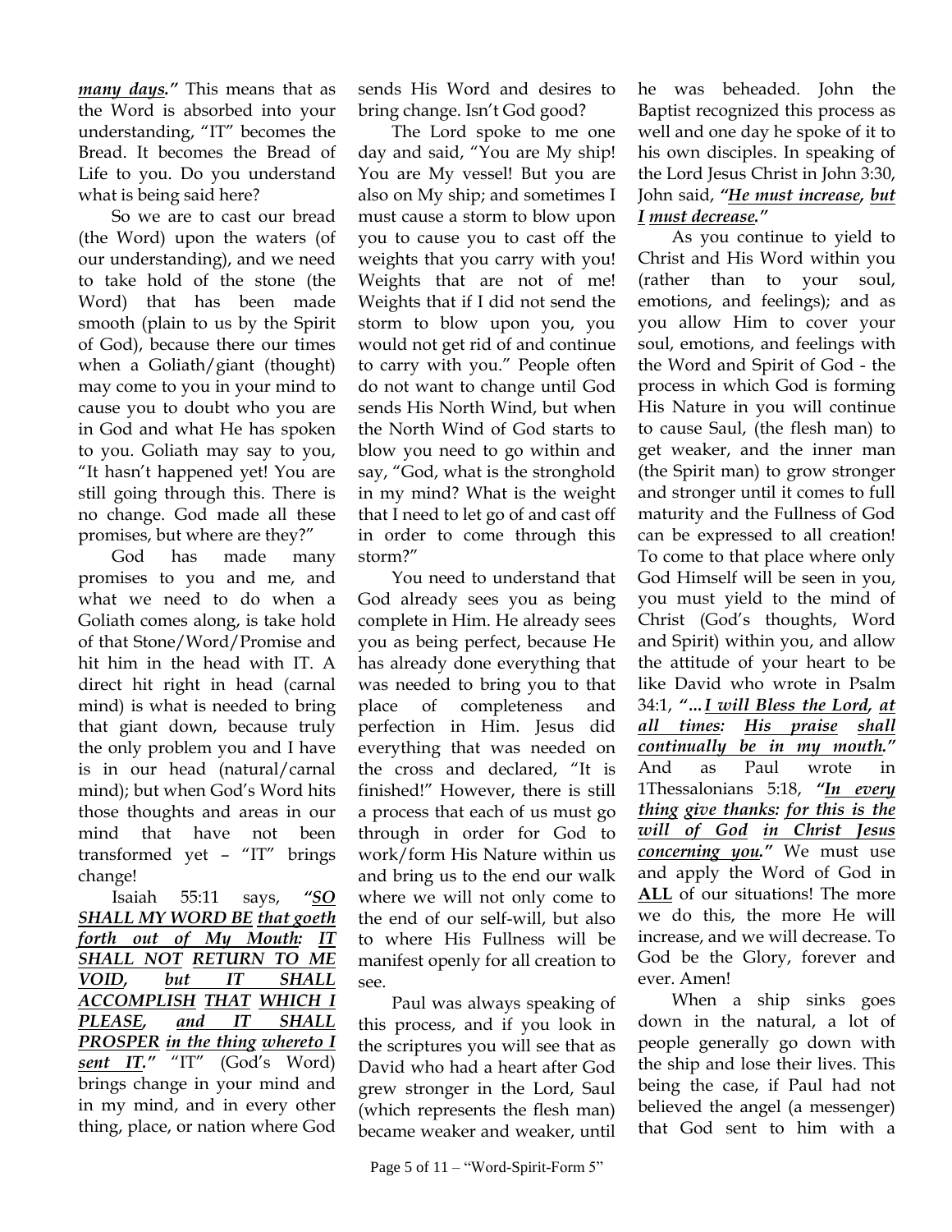***many days*.**" This means that as the Word is absorbed into your understanding, "IT" becomes the Bread. It becomes the Bread of Life to you. Do you understand what is being said here?

So we are to cast our bread (the Word) upon the waters (of our understanding), and we need to take hold of the stone (the Word) that has been made smooth (plain to us by the Spirit of God), because there our times when a Goliath/giant (thought) may come to you in your mind to cause you to doubt who you are in God and what He has spoken to you. Goliath may say to you, "It hasn't happened yet! You are still going through this. There is no change. God made all these promises, but where are they?"

God has made many promises to you and me, and what we need to do when a Goliath comes along, is take hold of that Stone/Word/Promise and hit him in the head with IT. A direct hit right in head (carnal mind) is what is needed to bring that giant down, because truly the only problem you and I have is in our head (natural/carnal mind); but when God's Word hits those thoughts and areas in our mind that have not been transformed yet – "IT" brings change!

Isaiah 55:11 says, ***"SO SHALL MY WORD BE that goeth forth out of My Mouth: IT SHALL NOT RETURN TO ME VOID, but IT SHALL ACCOMPLISH THAT WHICH I PLEASE, and IT SHALL PROSPER in the thing whereto I sent IT."*** "IT" (God's Word) brings change in your mind and in my mind, and in every other thing, place, or nation where God sends His Word and desires to bring change. Isn't God good?

The Lord spoke to me one day and said, "You are My ship! You are My vessel! But you are also on My ship; and sometimes I must cause a storm to blow upon you to cause you to cast off the weights that you carry with you! Weights that are not of me! Weights that if I did not send the storm to blow upon you, you would not get rid of and continue to carry with you." People often do not want to change until God sends His North Wind, but when the North Wind of God starts to blow you need to go within and say, "God, what is the stronghold in my mind? What is the weight that I need to let go of and cast off in order to come through this storm?"

You need to understand that God already sees you as being complete in Him. He already sees you as being perfect, because He has already done everything that was needed to bring you to that place of completeness and perfection in Him. Jesus did everything that was needed on the cross and declared, "It is finished!" However, there is still a process that each of us must go through in order for God to work/form His Nature within us and bring us to the end our walk where we will not only come to the end of our self-will, but also to where His Fullness will be manifest openly for all creation to see.

Paul was always speaking of this process, and if you look in the scriptures you will see that as David who had a heart after God grew stronger in the Lord, Saul (which represents the flesh man) became weaker and weaker, until he was beheaded. John the Baptist recognized this process as well and one day he spoke of it to his own disciples. In speaking of the Lord Jesus Christ in John 3:30, John said, ***"He must increase, but I must decrease."***

As you continue to yield to Christ and His Word within you (rather than to your soul, emotions, and feelings); and as you allow Him to cover your soul, emotions, and feelings with the Word and Spirit of God - the process in which God is forming His Nature in you will continue to cause Saul, (the flesh man) to get weaker, and the inner man (the Spirit man) to grow stronger and stronger until it comes to full maturity and the Fullness of God can be expressed to all creation! To come to that place where only God Himself will be seen in you, you must yield to the mind of Christ (God's thoughts, Word and Spirit) within you, and allow the attitude of your heart to be like David who wrote in Psalm 34:1, ***"…I will Bless the Lord, at all times: His praise shall continually be in my mouth."*** And as Paul wrote in 1Thessalonians 5:18, ***"In every thing give thanks: for this is the will of God in Christ Jesus concerning you."*** We must use and apply the Word of God in **ALL** of our situations! The more we do this, the more He will increase, and we will decrease. To God be the Glory, forever and ever. Amen!

When a ship sinks goes down in the natural, a lot of people generally go down with the ship and lose their lives. This being the case, if Paul had not believed the angel (a messenger) that God sent to him with a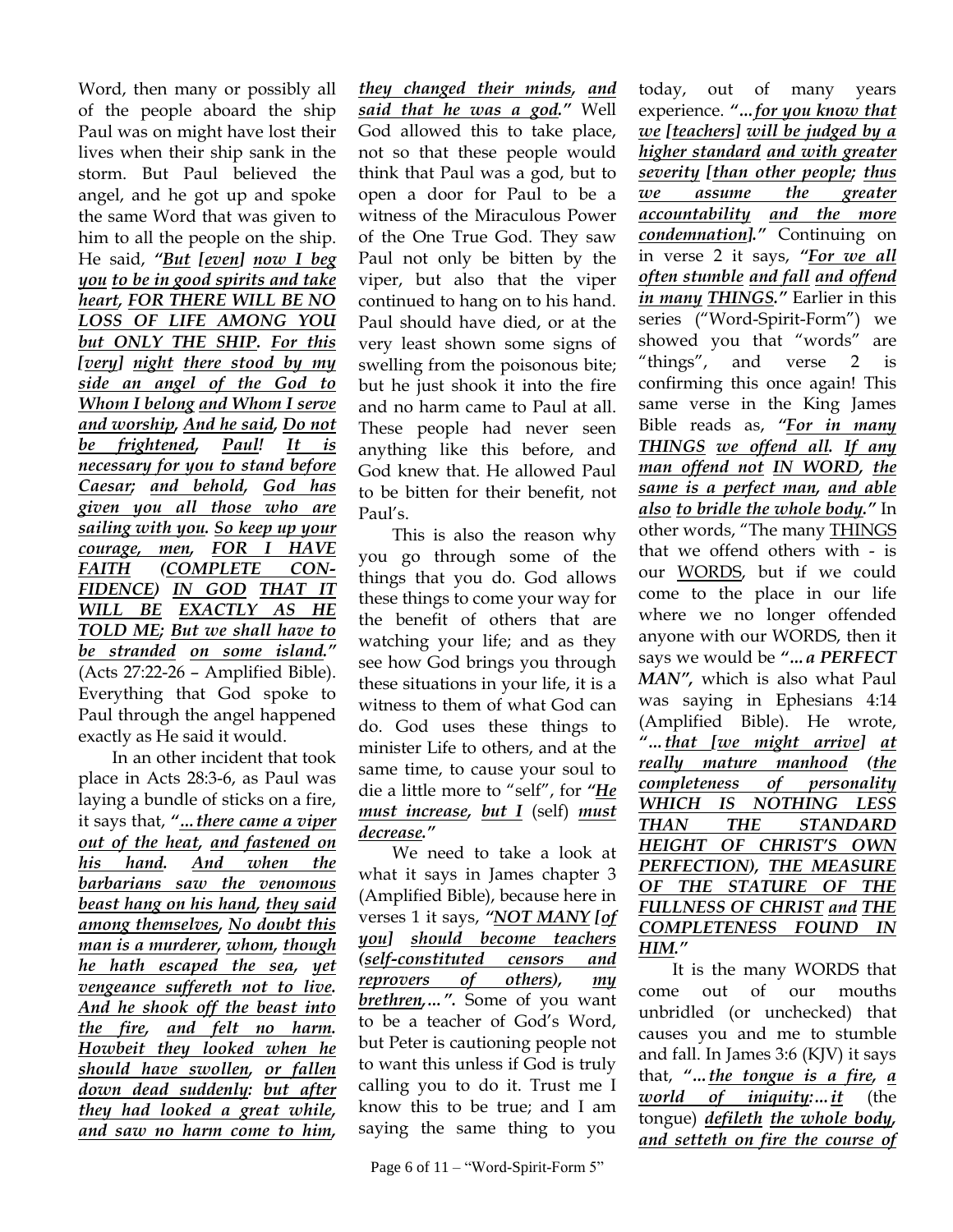Word, then many or possibly all of the people aboard the ship Paul was on might have lost their lives when their ship sank in the storm. But Paul believed the angel, and he got up and spoke the same Word that was given to him to all the people on the ship. He said, ***"But [even] now I beg you to be in good spirits and take heart, FOR THERE WILL BE NO LOSS OF LIFE AMONG YOU but ONLY THE SHIP. For this [very] night there stood by my side an angel of the God to Whom I belong and Whom I serve and worship, And he said, Do not be frightened, Paul! It is necessary for you to stand before Caesar; and behold, God has given you all those who are sailing with you. So keep up your courage, men, FOR I HAVE FAITH (COMPLETE CONFIDENCE) IN GOD THAT IT WILL BE EXACTLY AS HE TOLD ME; But we shall have to be stranded on some island."*** (Acts 27:22-26 – Amplified Bible). Everything that God spoke to Paul through the angel happened exactly as He said it would.

In an other incident that took place in Acts 28:3-6, as Paul was laying a bundle of sticks on a fire, it says that, ***"…there came a viper out of the heat, and fastened on his hand. And when the barbarians saw the venomous beast hang on his hand, they said among themselves, No doubt this man is a murderer, whom, though he hath escaped the sea, yet vengeance suffereth not to live. And he shook off the beast into the fire, and felt no harm. Howbeit they looked when he should have swollen, or fallen down dead suddenly: but after they had looked a great while, and saw no harm come to him, they changed their minds, and said that he was a god."*** Well God allowed this to take place, not so that these people would think that Paul was a god, but to open a door for Paul to be a witness of the Miraculous Power of the One True God. They saw Paul not only be bitten by the viper, but also that the viper continued to hang on to his hand. Paul should have died, or at the very least shown some signs of swelling from the poisonous bite; but he just shook it into the fire and no harm came to Paul at all. These people had never seen anything like this before, and God knew that. He allowed Paul to be bitten for their benefit, not Paul's.

This is also the reason why you go through some of the things that you do. God allows these things to come your way for the benefit of others that are watching your life; and as they see how God brings you through these situations in your life, it is a witness to them of what God can do. God uses these things to minister Life to others, and at the same time, to cause your soul to die a little more to "self", for ***"He must increase, but I*** (self) ***must decrease."***

We need to take a look at what it says in James chapter 3 (Amplified Bible), because here in verses 1 it says, ***"NOT MANY [of you] should become teachers (self-constituted censors and reprovers of others), my brethren,…".*** Some of you want to be a teacher of God's Word, but Peter is cautioning people not to want this unless if God is truly calling you to do it. Trust me I know this to be true; and I am saying the same thing to you today, out of many years experience. ***"…for you know that we [teachers] will be judged by a higher standard and with greater severity [than other people; thus we assume the greater accountability and the more condemnation]."*** Continuing on in verse 2 it says, ***"For we all often stumble and fall and offend in many THINGS."*** Earlier in this series ("Word-Spirit-Form") we showed you that "words" are "things", and verse 2 is confirming this once again! This same verse in the King James Bible reads as, ***"For in many THINGS we offend all. If any man offend not IN WORD, the same is a perfect man, and able also to bridle the whole body."*** In other words, "The many THINGS that we offend others with - is our WORDS, but if we could come to the place in our life where we no longer offended anyone with our WORDS, then it says we would be ***"…a PERFECT MAN",*** which is also what Paul was saying in Ephesians 4:14 (Amplified Bible). He wrote, ***"…that [we might arrive] at really mature manhood (the completeness of personality WHICH IS NOTHING LESS THAN THE STANDARD HEIGHT OF CHRIST'S OWN PERFECTION), THE MEASURE OF THE STATURE OF THE FULLNESS OF CHRIST and THE COMPLETENESS FOUND IN HIM."***

It is the many WORDS that come out of our mouths unbridled (or unchecked) that causes you and me to stumble and fall. In James 3:6 (KJV) it says that, ***"…the tongue is a fire, a world of iniquity:…it*** (the tongue) ***defileth the whole body, and setteth on fire the course of***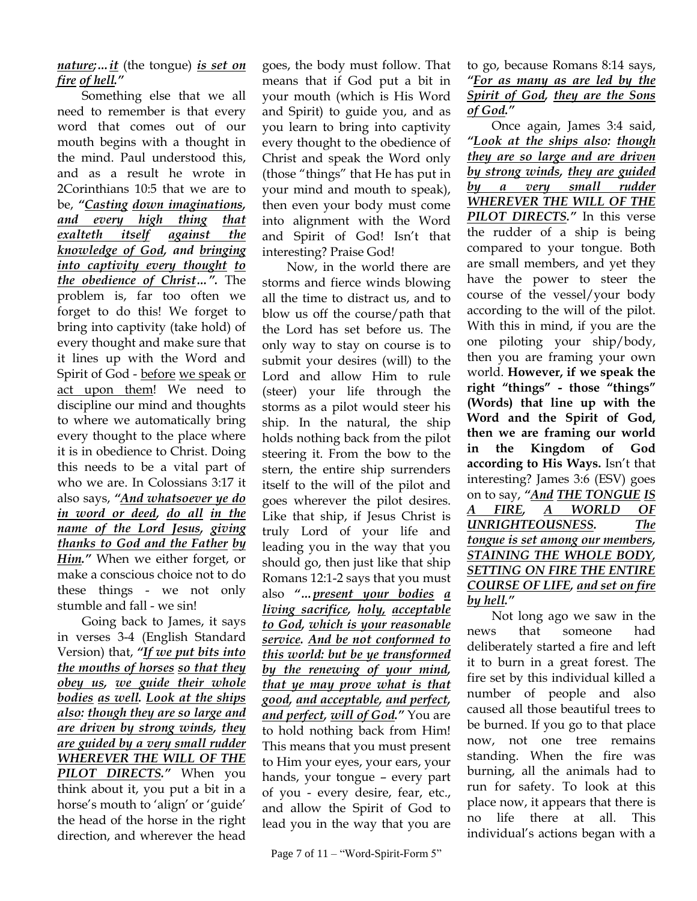***nature;…it*** (the tongue) ***is set on fire of hell."***

Something else that we all need to remember is that every word that comes out of our mouth begins with a thought in the mind. Paul understood this, and as a result he wrote in 2Corinthians 10:5 that we are to be, ***"Casting down imaginations, and every high thing that exalteth itself against the knowledge of God, and bringing into captivity every thought to the obedience of Christ…".*** The problem is, far too often we forget to do this! We forget to bring into captivity (take hold) of every thought and make sure that it lines up with the Word and Spirit of God - before we speak or act upon them! We need to discipline our mind and thoughts to where we automatically bring every thought to the place where it is in obedience to Christ. Doing this needs to be a vital part of who we are. In Colossians 3:17 it also says, ***"And whatsoever ye do in word or deed, do all in the name of the Lord Jesus, giving thanks to God and the Father by Him."*** When we either forget, or make a conscious choice not to do these things - we not only stumble and fall - we sin!

Going back to James, it says in verses 3-4 (English Standard Version) that, ***"If we put bits into the mouths of horses so that they obey us, we guide their whole bodies as well. Look at the ships also: though they are so large and are driven by strong winds, they are guided by a very small rudder WHEREVER THE WILL OF THE PILOT DIRECTS."*** When you think about it, you put a bit in a horse's mouth to 'align' or 'guide' the head of the horse in the right direction, and wherever the head goes, the body must follow. That means that if God put a bit in your mouth (which is His Word and Spirit) to guide you, and as you learn to bring into captivity every thought to the obedience of Christ and speak the Word only (those "things" that He has put in your mind and mouth to speak), then even your body must come into alignment with the Word and Spirit of God! Isn't that interesting? Praise God!

Now, in the world there are storms and fierce winds blowing all the time to distract us, and to blow us off the course/path that the Lord has set before us. The only way to stay on course is to submit your desires (will) to the Lord and allow Him to rule (steer) your life through the storms as a pilot would steer his ship. In the natural, the ship holds nothing back from the pilot steering it. From the bow to the stern, the entire ship surrenders itself to the will of the pilot and goes wherever the pilot desires. Like that ship, if Jesus Christ is truly Lord of your life and leading you in the way that you should go, then just like that ship Romans 12:1-2 says that you must also ***"…present your bodies a living sacrifice, holy, acceptable to God, which is your reasonable service. And be not conformed to this world: but be ye transformed by the renewing of your mind, that ye may prove what is that good, and acceptable, and perfect, and perfect, will of God."*** You are to hold nothing back from Him! This means that you must present to Him your eyes, your ears, your hands, your tongue – every part of you - every desire, fear, etc., and allow the Spirit of God to lead you in the way that you are to go, because Romans 8:14 says, ***"For as many as are led by the Spirit of God, they are the Sons of God."***

Once again, James 3:4 said, ***"Look at the ships also: though they are so large and are driven by strong winds, they are guided by a very small rudder WHEREVER THE WILL OF THE PILOT DIRECTS."*** In this verse the rudder of a ship is being compared to your tongue. Both are small members, and yet they have the power to steer the course of the vessel/your body according to the will of the pilot. With this in mind, if you are the one piloting your ship/body, then you are framing your own world. **However, if we speak the right "things" - those "things" (Words) that line up with the Word and the Spirit of God, then we are framing our world in the Kingdom of God according to His Ways.** Isn't that interesting? James 3:6 (ESV) goes on to say, ***"And THE TONGUE IS A FIRE, A WORLD OF UNRIGHTEOUSNESS. The tongue is set among our members, STAINING THE WHOLE BODY, SETTING ON FIRE THE ENTIRE COURSE OF LIFE, and set on fire by hell."***

Not long ago we saw in the news that someone had deliberately started a fire and left it to burn in a great forest. The fire set by this individual killed a number of people and also caused all those beautiful trees to be burned. If you go to that place now, not one tree remains standing. When the fire was burning, all the animals had to run for safety. To look at this place now, it appears that there is no life there at all. This individual's actions began with a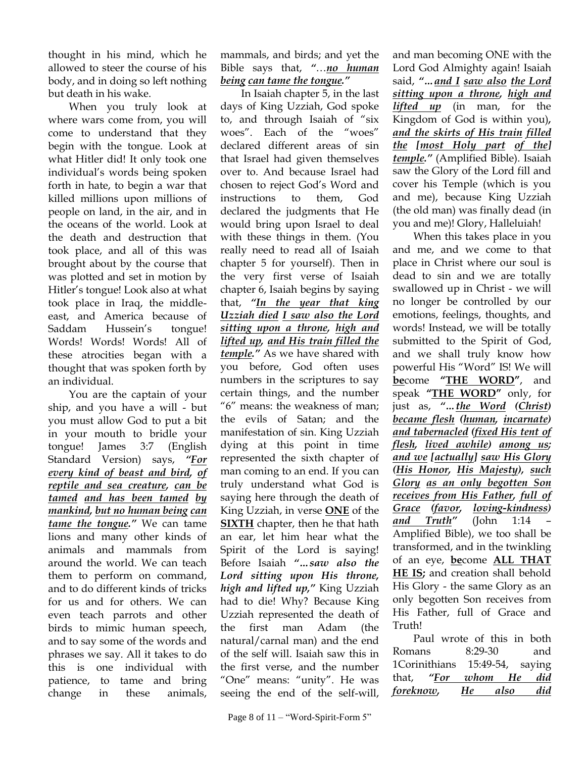thought in his mind, which he allowed to steer the course of his body, and in doing so left nothing but death in his wake.

When you truly look at where wars come from, you will come to understand that they begin with the tongue. Look at what Hitler did! It only took one individual's words being spoken forth in hate, to begin a war that killed millions upon millions of people on land, in the air, and in the oceans of the world. Look at the death and destruction that took place, and all of this was brought about by the course that was plotted and set in motion by Hitler's tongue! Look also at what took place in Iraq, the middle-east, and America because of Saddam Hussein's tongue! Words! Words! Words! All of these atrocities began with a thought that was spoken forth by an individual.

You are the captain of your ship, and you have a will - but you must allow God to put a bit in your mouth to bridle your tongue! James 3:7 (English Standard Version) says, ***"For every kind of beast and bird, of reptile and sea creature, can be tamed and has been tamed by mankind, but no human being can tame the tongue."*** We can tame lions and many other kinds of animals and mammals from around the world. We can teach them to perform on command, and to do different kinds of tricks for us and for others. We can even teach parrots and other birds to mimic human speech, and to say some of the words and phrases we say. All it takes to do this is one individual with patience, to tame and bring change in these animals, mammals, and birds; and yet the Bible says that, ***"…no human being can tame the tongue."***

In Isaiah chapter 5, in the last days of King Uzziah, God spoke to, and through Isaiah of "six woes". Each of the "woes" declared different areas of sin that Israel had given themselves over to. And because Israel had chosen to reject God's Word and instructions to them, God declared the judgments that He would bring upon Israel to deal with these things in them. (You really need to read all of Isaiah chapter 5 for yourself). Then in the very first verse of Isaiah chapter 6, Isaiah begins by saying that, ***"In the year that king Uzziah died I saw also the Lord sitting upon a throne, high and lifted up, and His train filled the temple."*** As we have shared with you before, God often uses numbers in the scriptures to say certain things, and the number "6" means: the weakness of man; the evils of Satan; and the manifestation of sin. King Uzziah dying at this point in time represented the sixth chapter of man coming to an end. If you can truly understand what God is saying here through the death of King Uzziah, in verse **ONE** of the **SIXTH** chapter, then he that hath an ear, let him hear what the Spirit of the Lord is saying! Before Isaiah ***"…saw also the Lord sitting upon His throne, high and lifted up,"*** King Uzziah had to die! Why? Because King Uzziah represented the death of the first man Adam (the natural/carnal man) and the end of the self will. Isaiah saw this in the first verse, and the number "One" means: "unity". He was seeing the end of the self-will, and man becoming ONE with the Lord God Almighty again! Isaiah said, ***"…and I saw also the Lord sitting upon a throne, high and lifted up*** (in man, for the Kingdom of God is within you)***, and the skirts of His train filled the [most Holy part of the] temple."*** (Amplified Bible). Isaiah saw the Glory of the Lord fill and cover his Temple (which is you and me), because King Uzziah (the old man) was finally dead (in you and me)! Glory, Halleluiah!

When this takes place in you and me, and we come to that place in Christ where our soul is dead to sin and we are totally swallowed up in Christ - we will no longer be controlled by our emotions, feelings, thoughts, and words! Instead, we will be totally submitted to the Spirit of God, and we shall truly know how powerful His "Word" IS! We will **be**come **"THE WORD"**, and speak **"THE WORD"** only, for just as, ***"…the Word (Christ) became flesh (human, incarnate) and tabernacled (fixed His tent of flesh, lived awhile) among us; and we [actually] saw His Glory (His Honor, His Majesty), such Glory as an only begotten Son receives from His Father, full of Grace (favor, loving-kindness) and Truth"*** (John 1:14 – Amplified Bible), we too shall be transformed, and in the twinkling of an eye, **be**come **ALL THAT HE IS;** and creation shall behold His Glory - the same Glory as an only begotten Son receives from His Father, full of Grace and Truth!

Paul wrote of this in both Romans 8:29-30 and 1Corinithians 15:49-54, saying that, ***"For whom He did foreknow, He also did***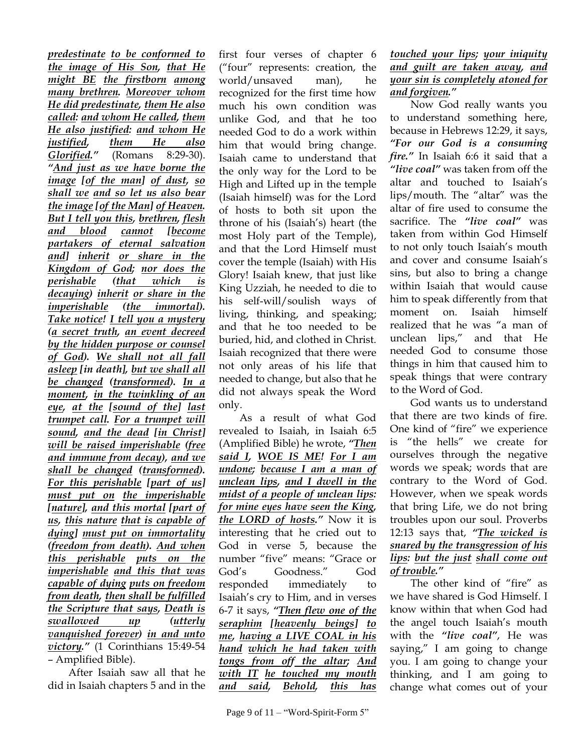***predestinate to be conformed to the image of His Son, that He might BE the firstborn among many brethren. Moreover whom He did predestinate, them He also called: and whom He called, them He also justified: and whom He justified, them He also Glorified."*** (Romans 8:29-30). ***"And just as we have borne the image [of the man] of dust, so shall we and so let us also bear the image [of the Man] of Heaven. But I tell you this, brethren, flesh and blood cannot [become partakers of eternal salvation and] inherit or share in the Kingdom of God; nor does the perishable (that which is decaying) inherit or share in the imperishable (the immortal). Take notice! I tell you a mystery (a secret truth, an event decreed by the hidden purpose or counsel of God). We shall not all fall asleep [in death], but we shall all be changed (transformed). In a moment, in the twinkling of an eye, at the [sound of the] last trumpet call. For a trumpet will sound, and the dead [in Christ] will be raised imperishable (free and immune from decay), and we shall be changed (transformed). For this perishable [part of us] must put on the imperishable [nature], and this mortal [part of us, this nature that is capable of dying] must put on immortality (freedom from death). And when this perishable puts on the imperishable and this that was capable of dying puts on freedom from death, then shall be fulfilled the Scripture that says, Death is swallowed up (utterly vanquished forever) in and unto victory."*** (1 Corinthians 15:49-54 – Amplified Bible).

After Isaiah saw all that he did in Isaiah chapters 5 and in the first four verses of chapter 6 ("four" represents: creation, the world/unsaved man), he recognized for the first time how much his own condition was unlike God, and that he too needed God to do a work within him that would bring change. Isaiah came to understand that the only way for the Lord to be High and Lifted up in the temple (Isaiah himself) was for the Lord of hosts to both sit upon the throne of his (Isaiah's) heart (the most Holy part of the Temple), and that the Lord Himself must cover the temple (Isaiah) with His Glory! Isaiah knew, that just like King Uzziah, he needed to die to his self-will/soulish ways of living, thinking, and speaking; and that he too needed to be buried, hid, and clothed in Christ. Isaiah recognized that there were not only areas of his life that needed to change, but also that he did not always speak the Word only.

As a result of what God revealed to Isaiah, in Isaiah 6:5 (Amplified Bible) he wrote, ***"Then said I, WOE IS ME! For I am undone; because I am a man of unclean lips, and I dwell in the midst of a people of unclean lips: for mine eyes have seen the King, the LORD of hosts."*** Now it is interesting that he cried out to God in verse 5, because the number "five" means: "Grace or God's Goodness." God responded immediately to Isaiah's cry to Him, and in verses 6-7 it says, ***"Then flew one of the seraphim [heavenly beings] to me, having a LIVE COAL in his hand which he had taken with tongs from off the altar; And with IT he touched my mouth and said, Behold, this has touched your lips; your iniquity and guilt are taken away, and your sin is completely atoned for and forgiven."***

Now God really wants you to understand something here, because in Hebrews 12:29, it says, ***"For our God is a consuming fire."*** In Isaiah 6:6 it said that a ***"live coal"*** was taken from off the altar and touched to Isaiah's lips/mouth. The "altar" was the altar of fire used to consume the sacrifice. The ***"live coal"*** was taken from within God Himself to not only touch Isaiah's mouth and cover and consume Isaiah's sins, but also to bring a change within Isaiah that would cause him to speak differently from that moment on. Isaiah himself realized that he was "a man of unclean lips," and that He needed God to consume those things in him that caused him to speak things that were contrary to the Word of God.

God wants us to understand that there are two kinds of fire. One kind of "fire" we experience is "the hells" we create for ourselves through the negative words we speak; words that are contrary to the Word of God. However, when we speak words that bring Life, we do not bring troubles upon our soul. Proverbs 12:13 says that, ***"The wicked is snared by the transgression of his lips: but the just shall come out of trouble."***

The other kind of "fire" as we have shared is God Himself. I know within that when God had the angel touch Isaiah's mouth with the ***"live coal"***, He was saying," I am going to change you. I am going to change your thinking, and I am going to change what comes out of your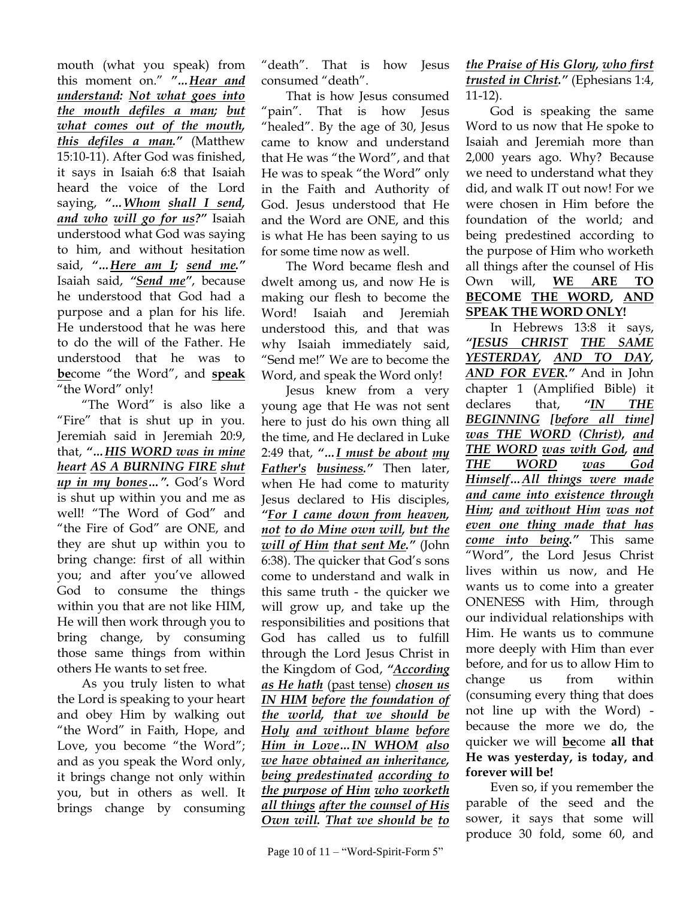mouth (what you speak) from this moment on." *"...__Hear and understand:__ __Not what goes into the mouth defiles a man;__ __but what comes out of the mouth, this defiles a man.__"* (Matthew 15:10-11). After God was finished, it says in Isaiah 6:8 that Isaiah heard the voice of the Lord saying, *"...__Whom__ __shall I send,__ __and who__ __will go for us?__"* Isaiah understood what God was saying to him, and without hesitation said, *"...__Here am I;__ __send me.__"* Isaiah said, *"__Send me__"*, because he understood that God had a purpose and a plan for his life. He understood that he was here to do the will of the Father. He understood that he was to **__be__**come "the Word", and **__speak__** "the Word" only!

"The Word" is also like a "Fire" that is shut up in you. Jeremiah said in Jeremiah 20:9, that, *"...__HIS WORD was in mine heart__ __AS A BURNING FIRE__ __shut up in my bones__...".* God's Word is shut up within you and me as well! "The Word of God" and "the Fire of God" are ONE, and they are shut up within you to bring change: first of all within you; and after you've allowed God to consume the things within you that are not like HIM, He will then work through you to bring change, by consuming those same things from within others He wants to set free.

As you truly listen to what the Lord is speaking to your heart and obey Him by walking out "the Word" in Faith, Hope, and Love, you become "the Word"; and as you speak the Word only, it brings change not only within you, but in others as well. It brings change by consuming "death". That is how Jesus consumed "death".

That is how Jesus consumed "pain". That is how Jesus "healed". By the age of 30, Jesus came to know and understand that He was "the Word", and that He was to speak "the Word" only in the Faith and Authority of God. Jesus understood that He and the Word are ONE, and this is what He has been saying to us for some time now as well.

The Word became flesh and dwelt among us, and now He is making our flesh to become the Word! Isaiah and Jeremiah understood this, and that was why Isaiah immediately said, "Send me!" We are to become the Word, and speak the Word only!

Jesus knew from a very young age that He was not sent here to just do his own thing all the time, and He declared in Luke 2:49 that, *"...__I must be about__ __my Father's__ __business.__"* Then later, when He had come to maturity Jesus declared to His disciples, *"__For I came down from heaven,__ __not__ __to do Mine own will,__ __but the will of Him__ __that sent Me.__"* (John 6:38). The quicker that God's sons come to understand and walk in this same truth - the quicker we will grow up, and take up the responsibilities and positions that God has called us to fulfill through the Lord Jesus Christ in the Kingdom of God, *"__According as He hath__* (__past tense__) *__chosen us IN HIM__ __before__ __the foundation of the world,__ __that we should be Holy__ __and without blame__ __before Him in Love__...__IN WHOM__ __also we have obtained an inheritance,__ __being predestinated__ __according to the purpose of Him__ __who worketh all things__ __after the counsel of His Own will.__ __That we should be__ __to the Praise of His Glory,__ __who first trusted in Christ.__"* (Ephesians 1:4, 11-12).

God is speaking the same Word to us now that He spoke to Isaiah and Jeremiah more than 2,000 years ago. Why? Because we need to understand what they did, and walk IT out now! For we were chosen in Him before the foundation of the world; and being predestined according to the purpose of Him who worketh all things after the counsel of His Own will, **__WE ARE TO BE__COME __THE WORD,__ __AND SPEAK THE WORD ONLY!__**

In Hebrews 13:8 it says, *"__JESUS CHRIST__ __THE SAME YESTERDAY,__ __AND TO DAY,__ __AND FOR EVER.__"* And in John chapter 1 (Amplified Bible) it declares that, *"__IN THE BEGINNING__ __[before all time]__ __was THE WORD__ __(Christ),__ __and THE WORD__ __was with God,__ __and THE WORD__ __was God Himself__...__All things were made and came into existence through Him;__ __and without Him__ __was not even one thing made that has come into being.__"* This same "Word", the Lord Jesus Christ lives within us now, and He wants us to come into a greater ONENESS with Him, through our individual relationships with Him. He wants us to commune more deeply with Him than ever before, and for us to allow Him to change us from within (consuming every thing that does not line up with the Word) - because the more we do, the quicker we will **__be__**come **all that He was yesterday, is today, and forever will be!**

Even so, if you remember the parable of the seed and the sower, it says that some will produce 30 fold, some 60, and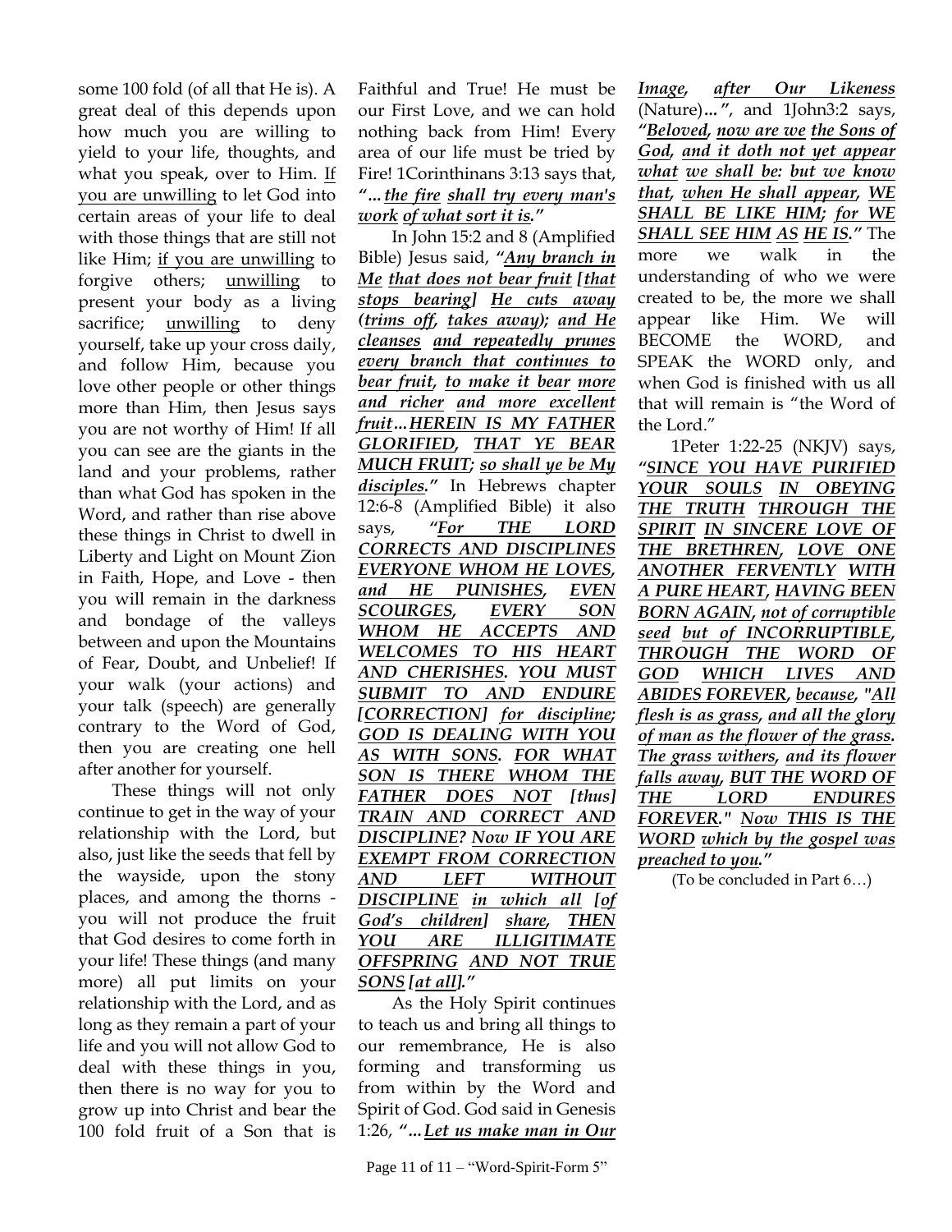some 100 fold (of all that He is). A great deal of this depends upon how much you are willing to yield to your life, thoughts, and what you speak, over to Him. If you are unwilling to let God into certain areas of your life to deal with those things that are still not like Him; if you are unwilling to forgive others; unwilling to present your body as a living sacrifice; unwilling to deny yourself, take up your cross daily, and follow Him, because you love other people or other things more than Him, then Jesus says you are not worthy of Him! If all you can see are the giants in the land and your problems, rather than what God has spoken in the Word, and rather than rise above these things in Christ to dwell in Liberty and Light on Mount Zion in Faith, Hope, and Love - then you will remain in the darkness and bondage of the valleys between and upon the Mountains of Fear, Doubt, and Unbelief! If your walk (your actions) and your talk (speech) are generally contrary to the Word of God, then you are creating one hell after another for yourself.

These things will not only continue to get in the way of your relationship with the Lord, but also, just like the seeds that fell by the wayside, upon the stony places, and among the thorns - you will not produce the fruit that God desires to come forth in your life! These things (and many more) all put limits on your relationship with the Lord, and as long as they remain a part of your life and you will not allow God to deal with these things in you, then there is no way for you to grow up into Christ and bear the 100 fold fruit of a Son that is Faithful and True! He must be our First Love, and we can hold nothing back from Him! Every area of our life must be tried by Fire! 1Corinthinans 3:13 says that, ***"...the fire shall try every man's work of what sort it is."***

In John 15:2 and 8 (Amplified Bible) Jesus said, ***"Any branch in Me that does not bear fruit [that stops bearing] He cuts away (trims off, takes away); and He cleanses and repeatedly prunes every branch that continues to bear fruit, to make it bear more and richer and more excellent fruit...HEREIN IS MY FATHER GLORIFIED, THAT YE BEAR MUCH FRUIT; so shall ye be My disciples."*** In Hebrews chapter 12:6-8 (Amplified Bible) it also says, ***"For THE LORD CORRECTS AND DISCIPLINES EVERYONE WHOM HE LOVES, and HE PUNISHES, EVEN SCOURGES, EVERY SON WHOM HE ACCEPTS AND WELCOMES TO HIS HEART AND CHERISHES. YOU MUST SUBMIT TO AND ENDURE [CORRECTION] for discipline; GOD IS DEALING WITH YOU AS WITH SONS. FOR WHAT SON IS THERE WHOM THE FATHER DOES NOT [thus] TRAIN AND CORRECT AND DISCIPLINE? Now IF YOU ARE EXEMPT FROM CORRECTION AND LEFT WITHOUT DISCIPLINE in which all [of God's children] share, THEN YOU ARE ILLIGITIMATE OFFSPRING AND NOT TRUE SONS [at all]."***

As the Holy Spirit continues to teach us and bring all things to our remembrance, He is also forming and transforming us from within by the Word and Spirit of God. God said in Genesis 1:26, ***"...Let us make man in Our Image, after Our Likeness*** (Nature)***..."***, and 1John3:2 says, ***"Beloved, now are we the Sons of God, and it doth not yet appear what we shall be: but we know that, when He shall appear, WE SHALL BE LIKE HIM; for WE SHALL SEE HIM AS HE IS."*** The more we walk in the understanding of who we were created to be, the more we shall appear like Him. We will BECOME the WORD, and SPEAK the WORD only, and when God is finished with us all that will remain is "the Word of the Lord."

1Peter 1:22-25 (NKJV) says, ***"SINCE YOU HAVE PURIFIED YOUR SOULS IN OBEYING THE TRUTH THROUGH THE SPIRIT IN SINCERE LOVE OF THE BRETHREN, LOVE ONE ANOTHER FERVENTLY WITH A PURE HEART, HAVING BEEN BORN AGAIN, not of corruptible seed but of INCORRUPTIBLE, THROUGH THE WORD OF GOD WHICH LIVES AND ABIDES FOREVER, because, "All flesh is as grass, and all the glory of man as the flower of the grass. The grass withers, and its flower falls away, BUT THE WORD OF THE LORD ENDURES FOREVER." Now THIS IS THE WORD which by the gospel was preached to you."***

(To be concluded in Part 6…)